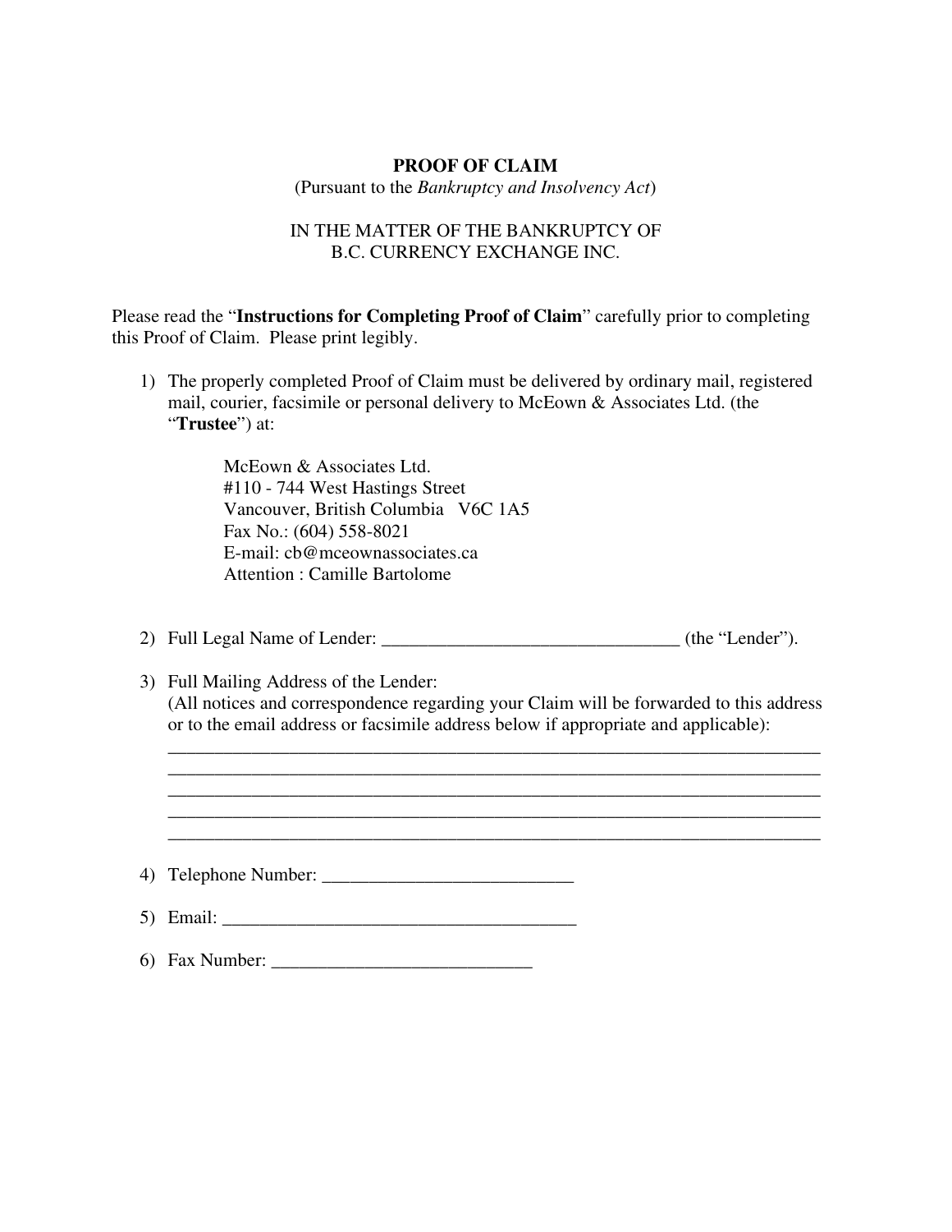# PROOF OF CLAIM

(Pursuant to the *Bankruptcy and Insolvency Act*)

IN THE MATTER OF THE BANKRUPTCY OF
B.C. CURRENCY EXCHANGE INC.

Please read the "**Instructions for Completing Proof of Claim**" carefully prior to completing this Proof of Claim. Please print legibly.

1) The properly completed Proof of Claim must be delivered by ordinary mail, registered mail, courier, facsimile or personal delivery to McEown & Associates Ltd. (the "**Trustee**") at:

   McEown & Associates Ltd.
   #110 - 744 West Hastings Street
   Vancouver, British Columbia V6C 1A5
   Fax No.: (604) 558-8021
   E-mail: cb@mceownassociates.ca
   Attention : Camille Bartolome

2) Full Legal Name of Lender: ________________________________ (the "Lender").

3) Full Mailing Address of the Lender:
   (All notices and correspondence regarding your Claim will be forwarded to this address or to the email address or facsimile address below if appropriate and applicable):
   ________________________________________________________________________
   ________________________________________________________________________
   ________________________________________________________________________
   ________________________________________________________________________
   ________________________________________________________________________

4) Telephone Number: ___________________________

5) Email: ______________________________________

6) Fax Number: ____________________________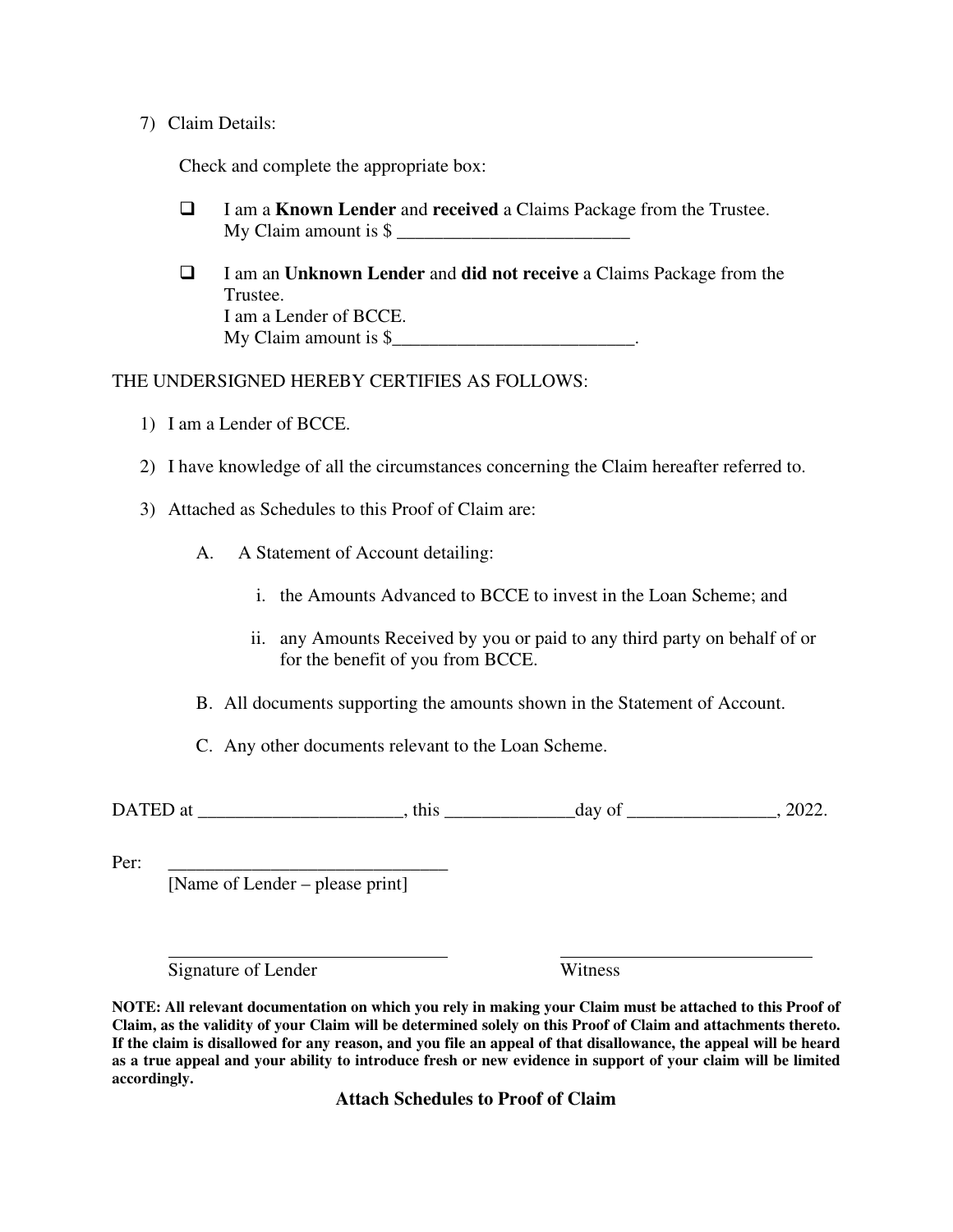7) Claim Details:

   Check and complete the appropriate box:

   - ☐ I am a **Known Lender** and **received** a Claims Package from the Trustee.
     My Claim amount is $ _________________________

   - ☐ I am an **Unknown Lender** and **did not receive** a Claims Package from the Trustee.
     I am a Lender of BCCE.
     My Claim amount is $__________________________.

THE UNDERSIGNED HEREBY CERTIFIES AS FOLLOWS:

1) I am a Lender of BCCE.

2) I have knowledge of all the circumstances concerning the Claim hereafter referred to.

3) Attached as Schedules to this Proof of Claim are:

   A. A Statement of Account detailing:

      i. the Amounts Advanced to BCCE to invest in the Loan Scheme; and

      ii. any Amounts Received by you or paid to any third party on behalf of or for the benefit of you from BCCE.

   B. All documents supporting the amounts shown in the Statement of Account.

   C. Any other documents relevant to the Loan Scheme.

DATED at ______________________, this ______________day of ________________, 2022.

Per: ______________________________
[Name of Lender – please print]

_______________________________ &nbsp;&nbsp;&nbsp;&nbsp; ____________________________
Signature of Lender &nbsp;&nbsp;&nbsp;&nbsp; Witness

**NOTE: All relevant documentation on which you rely in making your Claim must be attached to this Proof of Claim, as the validity of your Claim will be determined solely on this Proof of Claim and attachments thereto. If the claim is disallowed for any reason, and you file an appeal of that disallowance, the appeal will be heard as a true appeal and your ability to introduce fresh or new evidence in support of your claim will be limited accordingly.**

**Attach Schedules to Proof of Claim**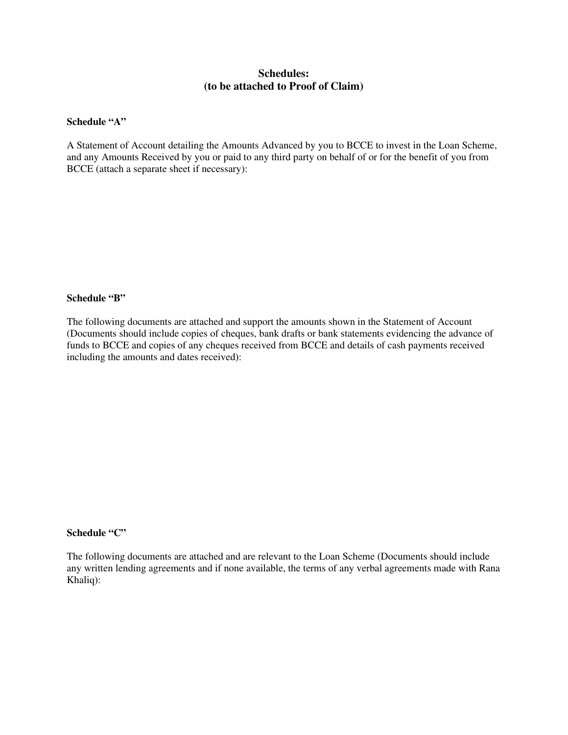# Schedules:
# (to be attached to Proof of Claim)

**Schedule "A"**

A Statement of Account detailing the Amounts Advanced by you to BCCE to invest in the Loan Scheme, and any Amounts Received by you or paid to any third party on behalf of or for the benefit of you from BCCE (attach a separate sheet if necessary):

**Schedule "B"**

The following documents are attached and support the amounts shown in the Statement of Account (Documents should include copies of cheques, bank drafts or bank statements evidencing the advance of funds to BCCE and copies of any cheques received from BCCE and details of cash payments received including the amounts and dates received):

**Schedule "C"**

The following documents are attached and are relevant to the Loan Scheme (Documents should include any written lending agreements and if none available, the terms of any verbal agreements made with Rana Khaliq):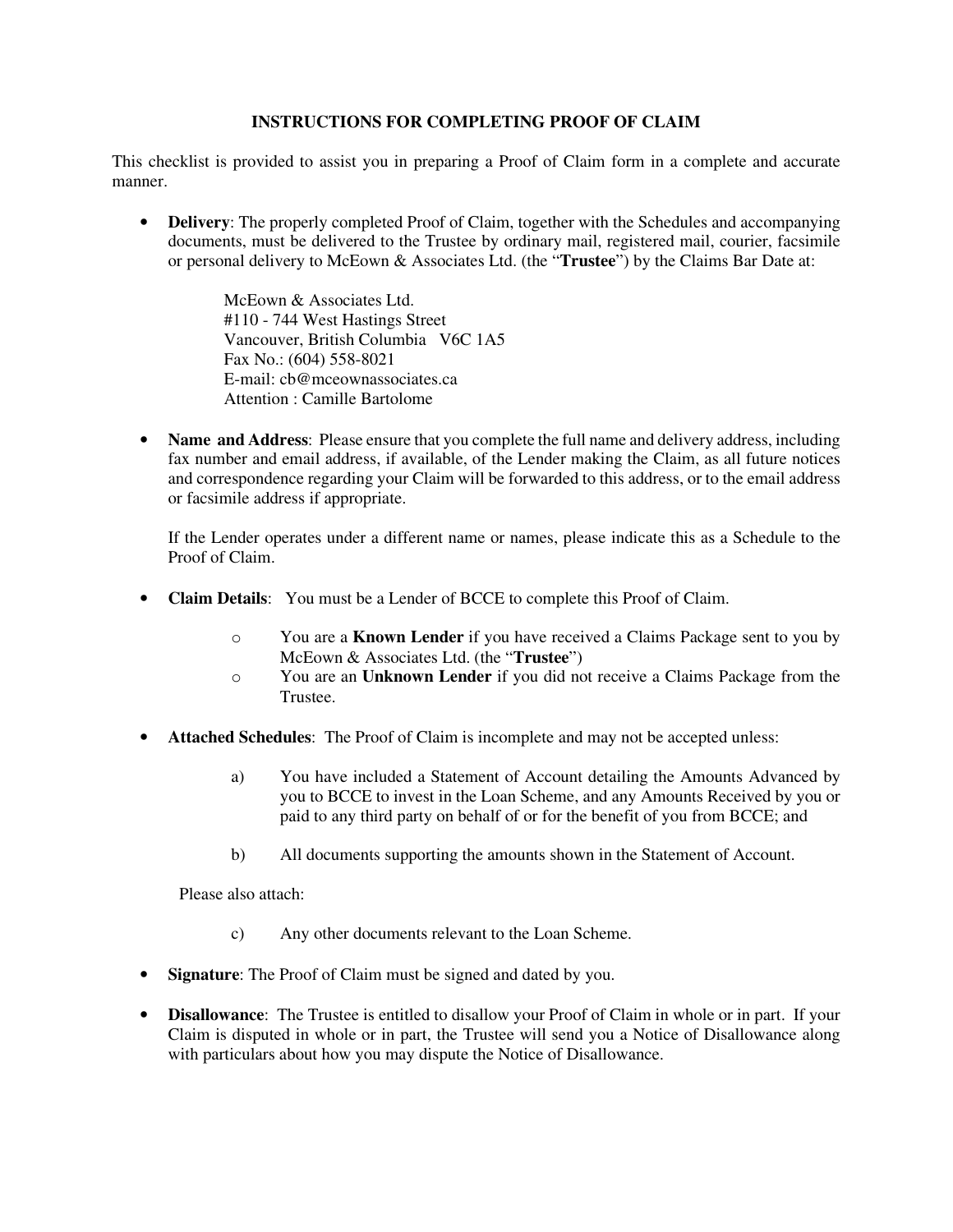# INSTRUCTIONS FOR COMPLETING PROOF OF CLAIM

This checklist is provided to assist you in preparing a Proof of Claim form in a complete and accurate manner.

- **Delivery**: The properly completed Proof of Claim, together with the Schedules and accompanying documents, must be delivered to the Trustee by ordinary mail, registered mail, courier, facsimile or personal delivery to McEown & Associates Ltd. (the "**Trustee**") by the Claims Bar Date at:

  McEown & Associates Ltd.
  #110 - 744 West Hastings Street
  Vancouver, British Columbia V6C 1A5
  Fax No.: (604) 558-8021
  E-mail: cb@mceownassociates.ca
  Attention : Camille Bartolome

- **Name and Address**: Please ensure that you complete the full name and delivery address, including fax number and email address, if available, of the Lender making the Claim, as all future notices and correspondence regarding your Claim will be forwarded to this address, or to the email address or facsimile address if appropriate.

  If the Lender operates under a different name or names, please indicate this as a Schedule to the Proof of Claim.

- **Claim Details**: You must be a Lender of BCCE to complete this Proof of Claim.

  - You are a **Known Lender** if you have received a Claims Package sent to you by McEown & Associates Ltd. (the "**Trustee**")
  - You are an **Unknown Lender** if you did not receive a Claims Package from the Trustee.

- **Attached Schedules**: The Proof of Claim is incomplete and may not be accepted unless:

  a) You have included a Statement of Account detailing the Amounts Advanced by you to BCCE to invest in the Loan Scheme, and any Amounts Received by you or paid to any third party on behalf of or for the benefit of you from BCCE; and

  b) All documents supporting the amounts shown in the Statement of Account.

  Please also attach:

  c) Any other documents relevant to the Loan Scheme.

- **Signature**: The Proof of Claim must be signed and dated by you.

- **Disallowance**: The Trustee is entitled to disallow your Proof of Claim in whole or in part. If your Claim is disputed in whole or in part, the Trustee will send you a Notice of Disallowance along with particulars about how you may dispute the Notice of Disallowance.